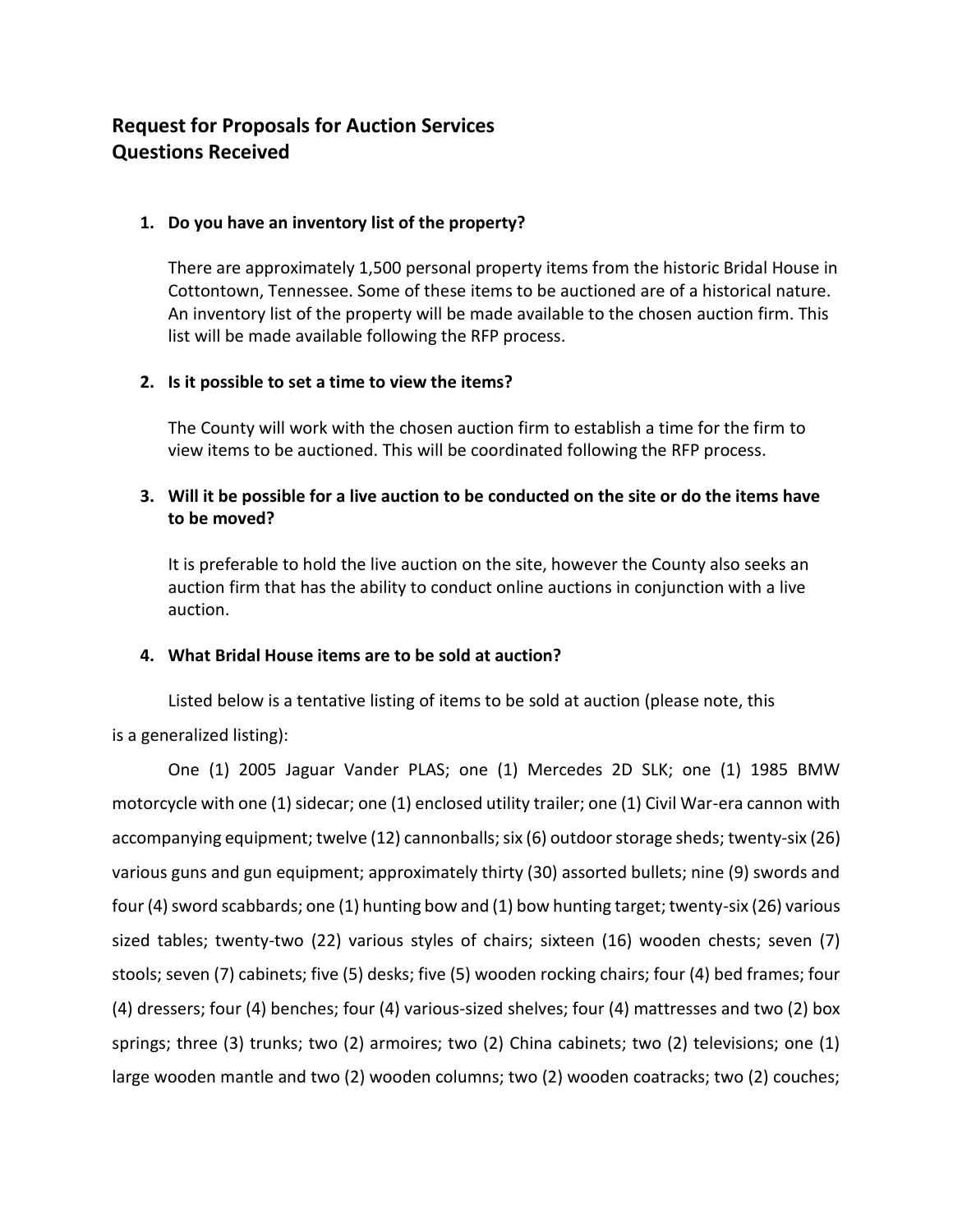## Request for Proposals for Auction Services
## Questions Received

1. **Do you have an inventory list of the property?**

   There are approximately 1,500 personal property items from the historic Bridal House in Cottontown, Tennessee. Some of these items to be auctioned are of a historical nature. An inventory list of the property will be made available to the chosen auction firm. This list will be made available following the RFP process.

2. **Is it possible to set a time to view the items?**

   The County will work with the chosen auction firm to establish a time for the firm to view items to be auctioned. This will be coordinated following the RFP process.

3. **Will it be possible for a live auction to be conducted on the site or do the items have to be moved?**

   It is preferable to hold the live auction on the site, however the County also seeks an auction firm that has the ability to conduct online auctions in conjunction with a live auction.

4. **What Bridal House items are to be sold at auction?**

   Listed below is a tentative listing of items to be sold at auction (please note, this is a generalized listing):

   One (1) 2005 Jaguar Vander PLAS; one (1) Mercedes 2D SLK; one (1) 1985 BMW motorcycle with one (1) sidecar; one (1) enclosed utility trailer; one (1) Civil War-era cannon with accompanying equipment; twelve (12) cannonballs; six (6) outdoor storage sheds; twenty-six (26) various guns and gun equipment; approximately thirty (30) assorted bullets; nine (9) swords and four (4) sword scabbards; one (1) hunting bow and (1) bow hunting target; twenty-six (26) various sized tables; twenty-two (22) various styles of chairs; sixteen (16) wooden chests; seven (7) stools; seven (7) cabinets; five (5) desks; five (5) wooden rocking chairs; four (4) bed frames; four (4) dressers; four (4) benches; four (4) various-sized shelves; four (4) mattresses and two (2) box springs; three (3) trunks; two (2) armoires; two (2) China cabinets; two (2) televisions; one (1) large wooden mantle and two (2) wooden columns; two (2) wooden coatracks; two (2) couches;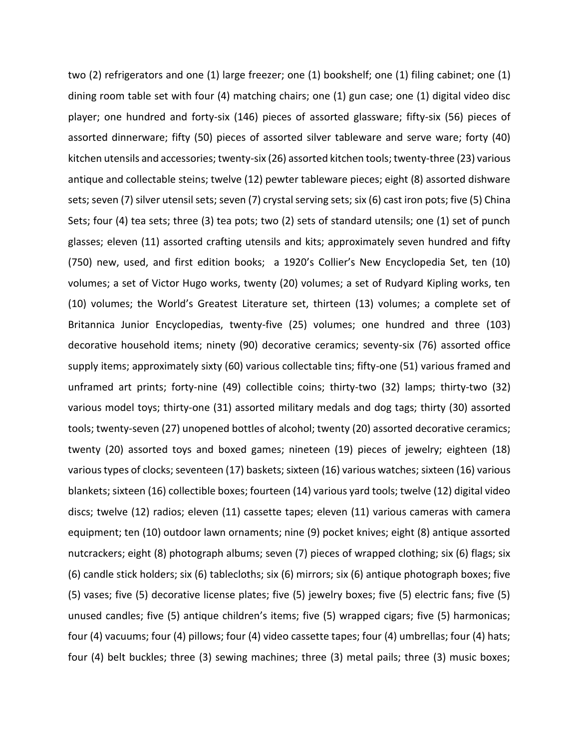two (2) refrigerators and one (1) large freezer; one (1) bookshelf; one (1) filing cabinet; one (1) dining room table set with four (4) matching chairs; one (1) gun case; one (1) digital video disc player; one hundred and forty-six (146) pieces of assorted glassware; fifty-six (56) pieces of assorted dinnerware; fifty (50) pieces of assorted silver tableware and serve ware; forty (40) kitchen utensils and accessories; twenty-six (26) assorted kitchen tools; twenty-three (23) various antique and collectable steins; twelve (12) pewter tableware pieces; eight (8) assorted dishware sets; seven (7) silver utensil sets; seven (7) crystal serving sets; six (6) cast iron pots; five (5) China Sets; four (4) tea sets; three (3) tea pots; two (2) sets of standard utensils; one (1) set of punch glasses; eleven (11) assorted crafting utensils and kits; approximately seven hundred and fifty (750) new, used, and first edition books; a 1920's Collier's New Encyclopedia Set, ten (10) volumes; a set of Victor Hugo works, twenty (20) volumes; a set of Rudyard Kipling works, ten (10) volumes; the World's Greatest Literature set, thirteen (13) volumes; a complete set of Britannica Junior Encyclopedias, twenty-five (25) volumes; one hundred and three (103) decorative household items; ninety (90) decorative ceramics; seventy-six (76) assorted office supply items; approximately sixty (60) various collectable tins; fifty-one (51) various framed and unframed art prints; forty-nine (49) collectible coins; thirty-two (32) lamps; thirty-two (32) various model toys; thirty-one (31) assorted military medals and dog tags; thirty (30) assorted tools; twenty-seven (27) unopened bottles of alcohol; twenty (20) assorted decorative ceramics; twenty (20) assorted toys and boxed games; nineteen (19) pieces of jewelry; eighteen (18) various types of clocks; seventeen (17) baskets; sixteen (16) various watches; sixteen (16) various blankets; sixteen (16) collectible boxes; fourteen (14) various yard tools; twelve (12) digital video discs; twelve (12) radios; eleven (11) cassette tapes; eleven (11) various cameras with camera equipment; ten (10) outdoor lawn ornaments; nine (9) pocket knives; eight (8) antique assorted nutcrackers; eight (8) photograph albums; seven (7) pieces of wrapped clothing; six (6) flags; six (6) candle stick holders; six (6) tablecloths; six (6) mirrors; six (6) antique photograph boxes; five (5) vases; five (5) decorative license plates; five (5) jewelry boxes; five (5) electric fans; five (5) unused candles; five (5) antique children's items; five (5) wrapped cigars; five (5) harmonicas; four (4) vacuums; four (4) pillows; four (4) video cassette tapes; four (4) umbrellas; four (4) hats; four (4) belt buckles; three (3) sewing machines; three (3) metal pails; three (3) music boxes;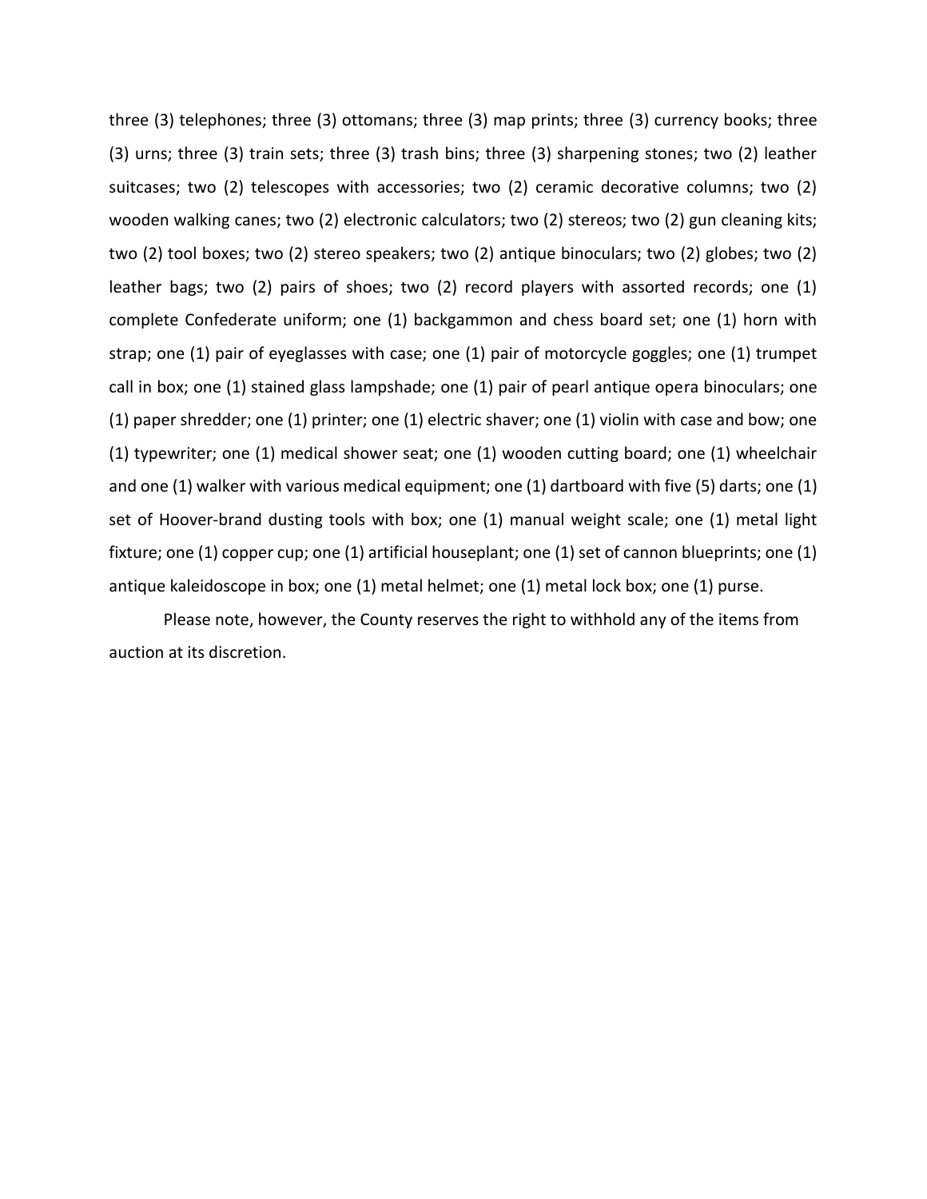three (3) telephones; three (3) ottomans; three (3) map prints; three (3) currency books; three (3) urns; three (3) train sets; three (3) trash bins; three (3) sharpening stones; two (2) leather suitcases; two (2) telescopes with accessories; two (2) ceramic decorative columns; two (2) wooden walking canes; two (2) electronic calculators; two (2) stereos; two (2) gun cleaning kits; two (2) tool boxes; two (2) stereo speakers; two (2) antique binoculars; two (2) globes; two (2) leather bags; two (2) pairs of shoes; two (2) record players with assorted records; one (1) complete Confederate uniform; one (1) backgammon and chess board set; one (1) horn with strap; one (1) pair of eyeglasses with case; one (1) pair of motorcycle goggles; one (1) trumpet call in box; one (1) stained glass lampshade; one (1) pair of pearl antique opera binoculars; one (1) paper shredder; one (1) printer; one (1) electric shaver; one (1) violin with case and bow; one (1) typewriter; one (1) medical shower seat; one (1) wooden cutting board; one (1) wheelchair and one (1) walker with various medical equipment; one (1) dartboard with five (5) darts; one (1) set of Hoover-brand dusting tools with box; one (1) manual weight scale; one (1) metal light fixture; one (1) copper cup; one (1) artificial houseplant; one (1) set of cannon blueprints; one (1) antique kaleidoscope in box; one (1) metal helmet; one (1) metal lock box; one (1) purse.

Please note, however, the County reserves the right to withhold any of the items from auction at its discretion.